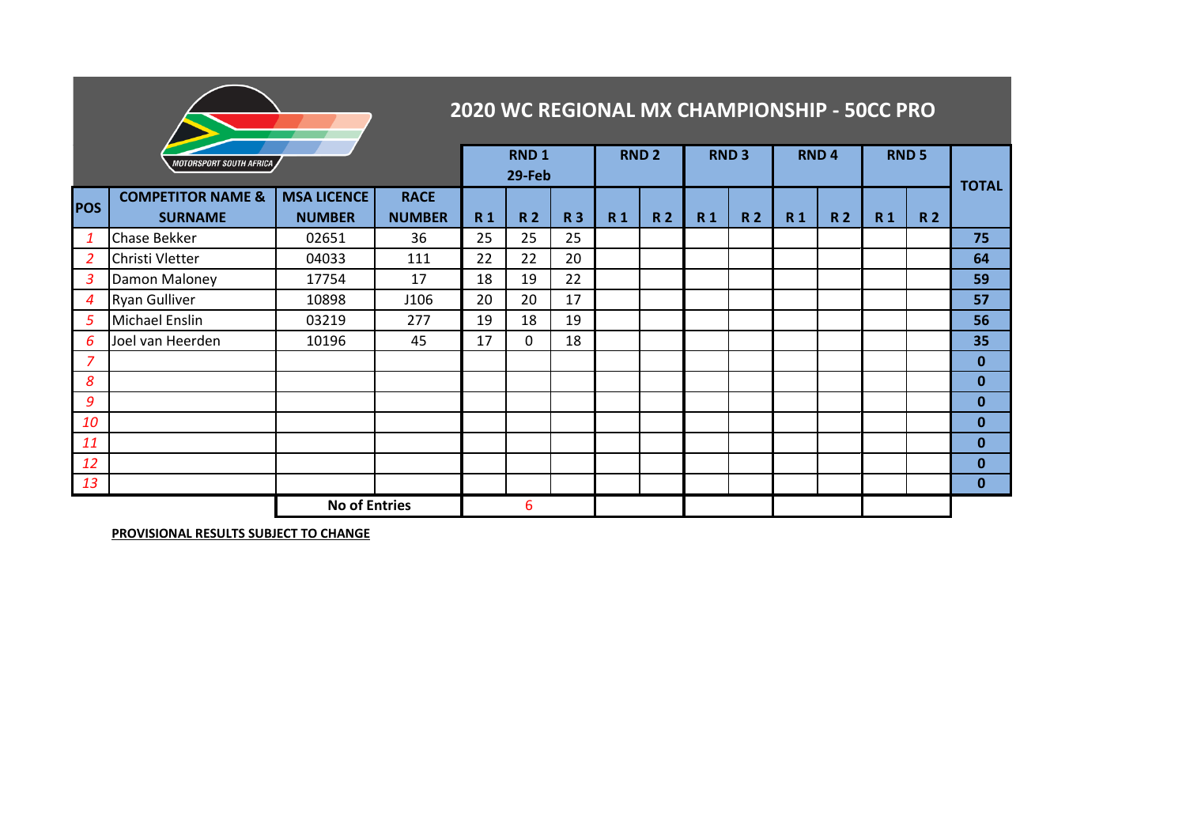# 2020 WC REGIONAL MX CHAMPIONSHIP - 50CC PRO

MOTORSPORT SOUTH AFRICA

| POS | COMPETITOR NAME & SURNAME | MSA LICENCE NUMBER | RACE NUMBER | RND 1 29-Feb | | | RND 2 | | RND 3 | | RND 4 | | RND 5 | | TOTAL |
|---|---|---|---|---|---|---|---|---|---|---|---|---|---|---|---|
| | | | | R 1 | R 2 | R 3 | R 1 | R 2 | R 1 | R 2 | R 1 | R 2 | R 1 | R 2 | |
| 1 | Chase Bekker | 02651 | 36 | 25 | 25 | 25 | | | | | | | | | **75** |
| 2 | Christi Vletter | 04033 | 111 | 22 | 22 | 20 | | | | | | | | | **64** |
| 3 | Damon Maloney | 17754 | 17 | 18 | 19 | 22 | | | | | | | | | **59** |
| 4 | Ryan Gulliver | 10898 | J106 | 20 | 20 | 17 | | | | | | | | | **57** |
| 5 | Michael Enslin | 03219 | 277 | 19 | 18 | 19 | | | | | | | | | **56** |
| 6 | Joel van Heerden | 10196 | 45 | 17 | 0 | 18 | | | | | | | | | **35** |
| 7 | | | | | | | | | | | | | | | **0** |
| 8 | | | | | | | | | | | | | | | **0** |
| 9 | | | | | | | | | | | | | | | **0** |
| 10 | | | | | | | | | | | | | | | **0** |
| 11 | | | | | | | | | | | | | | | **0** |
| 12 | | | | | | | | | | | | | | | **0** |
| 13 | | | | | | | | | | | | | | | **0** |
| | | **No of Entries** | | | 6 | | | | | | | | | | |

**PROVISIONAL RESULTS SUBJECT TO CHANGE**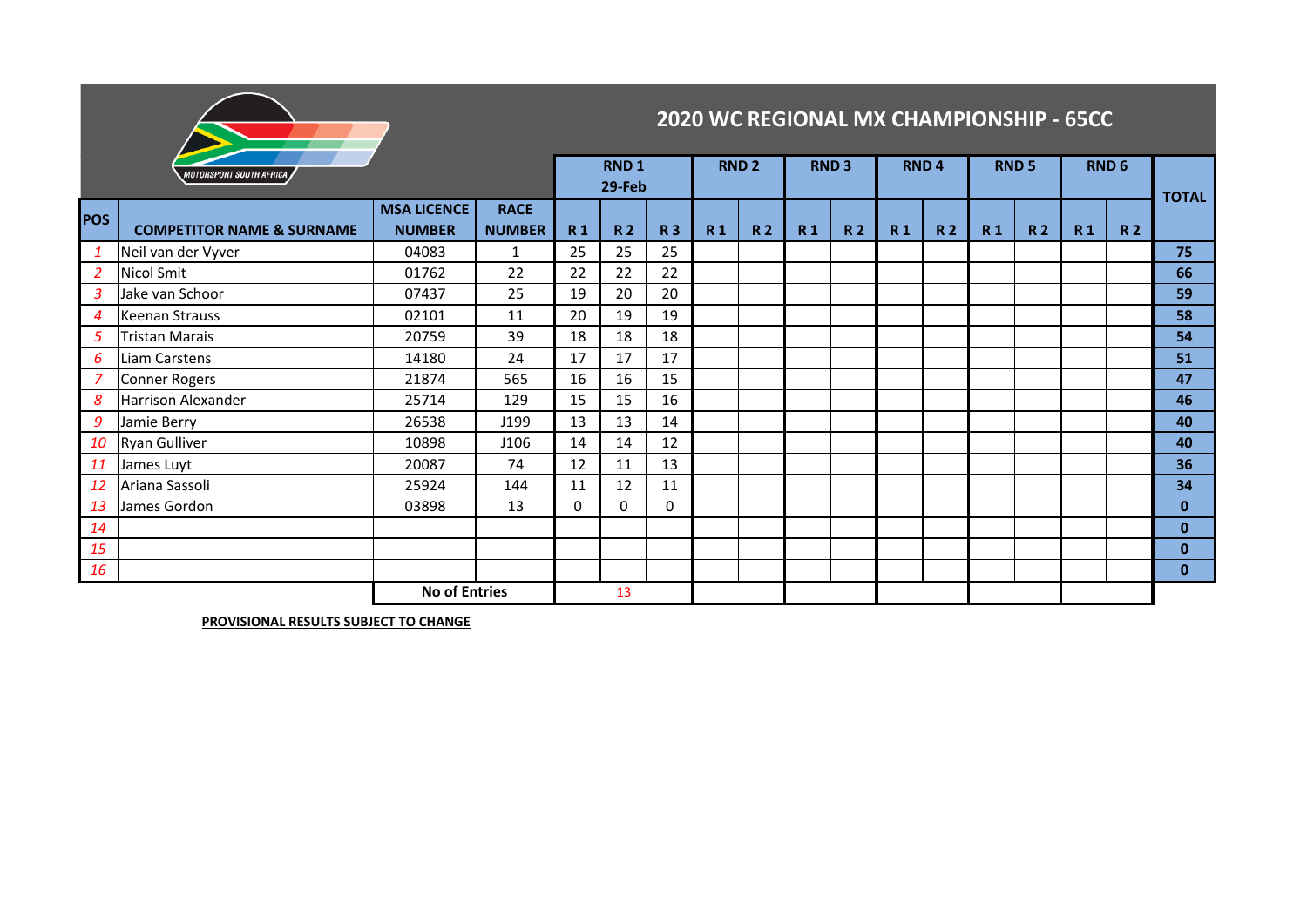## 2020 WC REGIONAL MX CHAMPIONSHIP - 65CC

| POS | COMPETITOR NAME & SURNAME | MSA LICENCE NUMBER | RACE NUMBER | RND 1 29-Feb R 1 | RND 1 R 2 | RND 1 R 3 | RND 2 R 1 | RND 2 R 2 | RND 3 R 1 | RND 3 R 2 | RND 4 R 1 | RND 4 R 2 | RND 5 R 1 | RND 5 R 2 | RND 6 R 1 | RND 6 R 2 | TOTAL |
|---|---|---|---|---|---|---|---|---|---|---|---|---|---|---|---|---|---|
| *1* | Neil van der Vyver | 04083 | 1 | 25 | 25 | 25 | | | | | | | | | | | **75** |
| *2* | Nicol Smit | 01762 | 22 | 22 | 22 | 22 | | | | | | | | | | | **66** |
| *3* | Jake van Schoor | 07437 | 25 | 19 | 20 | 20 | | | | | | | | | | | **59** |
| *4* | Keenan Strauss | 02101 | 11 | 20 | 19 | 19 | | | | | | | | | | | **58** |
| *5* | Tristan Marais | 20759 | 39 | 18 | 18 | 18 | | | | | | | | | | | **54** |
| *6* | Liam Carstens | 14180 | 24 | 17 | 17 | 17 | | | | | | | | | | | **51** |
| *7* | Conner Rogers | 21874 | 565 | 16 | 16 | 15 | | | | | | | | | | | **47** |
| *8* | Harrison Alexander | 25714 | 129 | 15 | 15 | 16 | | | | | | | | | | | **46** |
| *9* | Jamie Berry | 26538 | J199 | 13 | 13 | 14 | | | | | | | | | | | **40** |
| *10* | Ryan Gulliver | 10898 | J106 | 14 | 14 | 12 | | | | | | | | | | | **40** |
| *11* | James Luyt | 20087 | 74 | 12 | 11 | 13 | | | | | | | | | | | **36** |
| *12* | Ariana Sassoli | 25924 | 144 | 11 | 12 | 11 | | | | | | | | | | | **34** |
| *13* | James Gordon | 03898 | 13 | 0 | 0 | 0 | | | | | | | | | | | **0** |
| *14* | | | | | | | | | | | | | | | | | **0** |
| *15* | | | | | | | | | | | | | | | | | **0** |
| *16* | | | | | | | | | | | | | | | | | **0** |
| | | **No of Entries** | | | 13 | | | | | | | | | | | | |

**PROVISIONAL RESULTS SUBJECT TO CHANGE**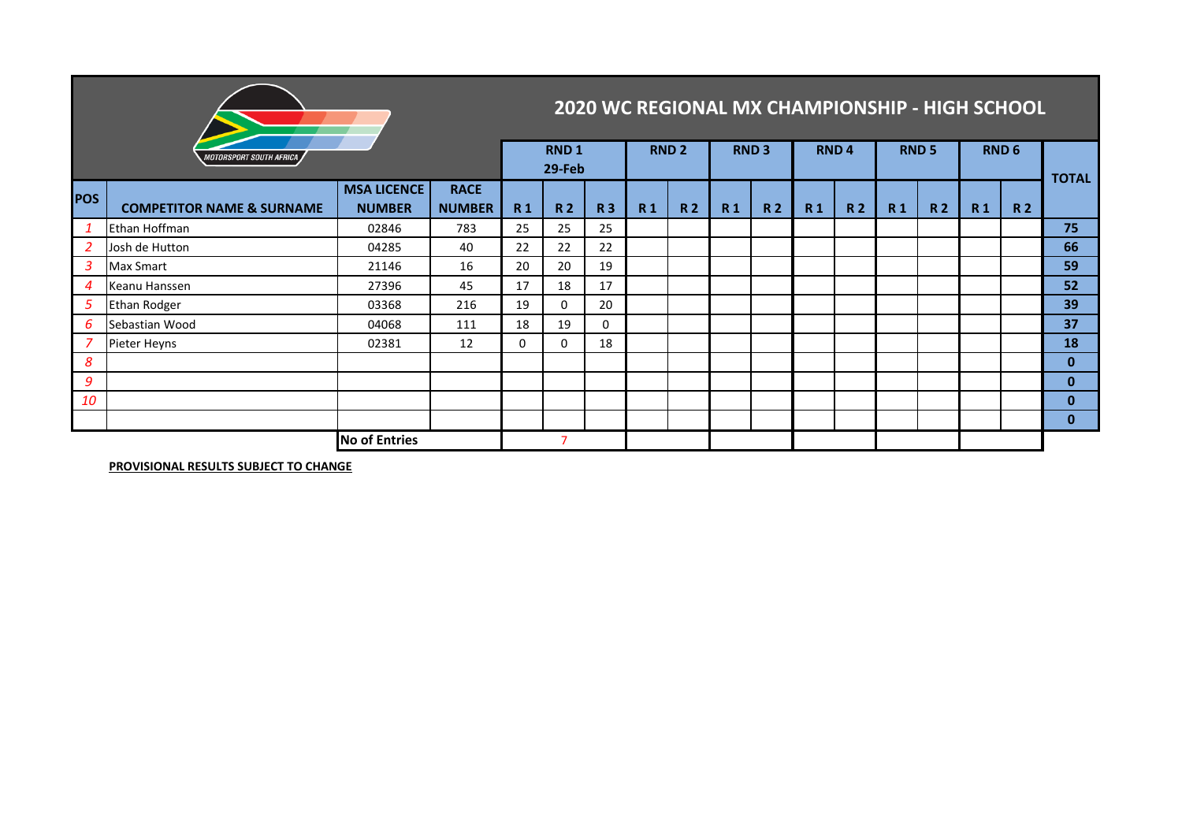# 2020 WC REGIONAL MX CHAMPIONSHIP - HIGH SCHOOL

MOTORSPORT SOUTH AFRICA

| POS | COMPETITOR NAME & SURNAME | MSA LICENCE NUMBER | RACE NUMBER | RND 1 29-Feb | | | RND 2 | | RND 3 | | RND 4 | | RND 5 | | RND 6 | | TOTAL |
|---|---|---|---|---|---|---|---|---|---|---|---|---|---|---|---|---|---|
| | | | | R 1 | R 2 | R 3 | R 1 | R 2 | R 1 | R 2 | R 1 | R 2 | R 1 | R 2 | R 1 | R 2 | |
| 1 | Ethan Hoffman | 02846 | 783 | 25 | 25 | 25 | | | | | | | | | | | **75** |
| 2 | Josh de Hutton | 04285 | 40 | 22 | 22 | 22 | | | | | | | | | | | **66** |
| 3 | Max Smart | 21146 | 16 | 20 | 20 | 19 | | | | | | | | | | | **59** |
| 4 | Keanu Hanssen | 27396 | 45 | 17 | 18 | 17 | | | | | | | | | | | **52** |
| 5 | Ethan Rodger | 03368 | 216 | 19 | 0 | 20 | | | | | | | | | | | **39** |
| 6 | Sebastian Wood | 04068 | 111 | 18 | 19 | 0 | | | | | | | | | | | **37** |
| 7 | Pieter Heyns | 02381 | 12 | 0 | 0 | 18 | | | | | | | | | | | **18** |
| 8 | | | | | | | | | | | | | | | | | **0** |
| 9 | | | | | | | | | | | | | | | | | **0** |
| 10 | | | | | | | | | | | | | | | | | **0** |
| | | | | | | | | | | | | | | | | | **0** |
| | | **No of Entries** | | | 7 | | | | | | | | | | | | |

**PROVISIONAL RESULTS SUBJECT TO CHANGE**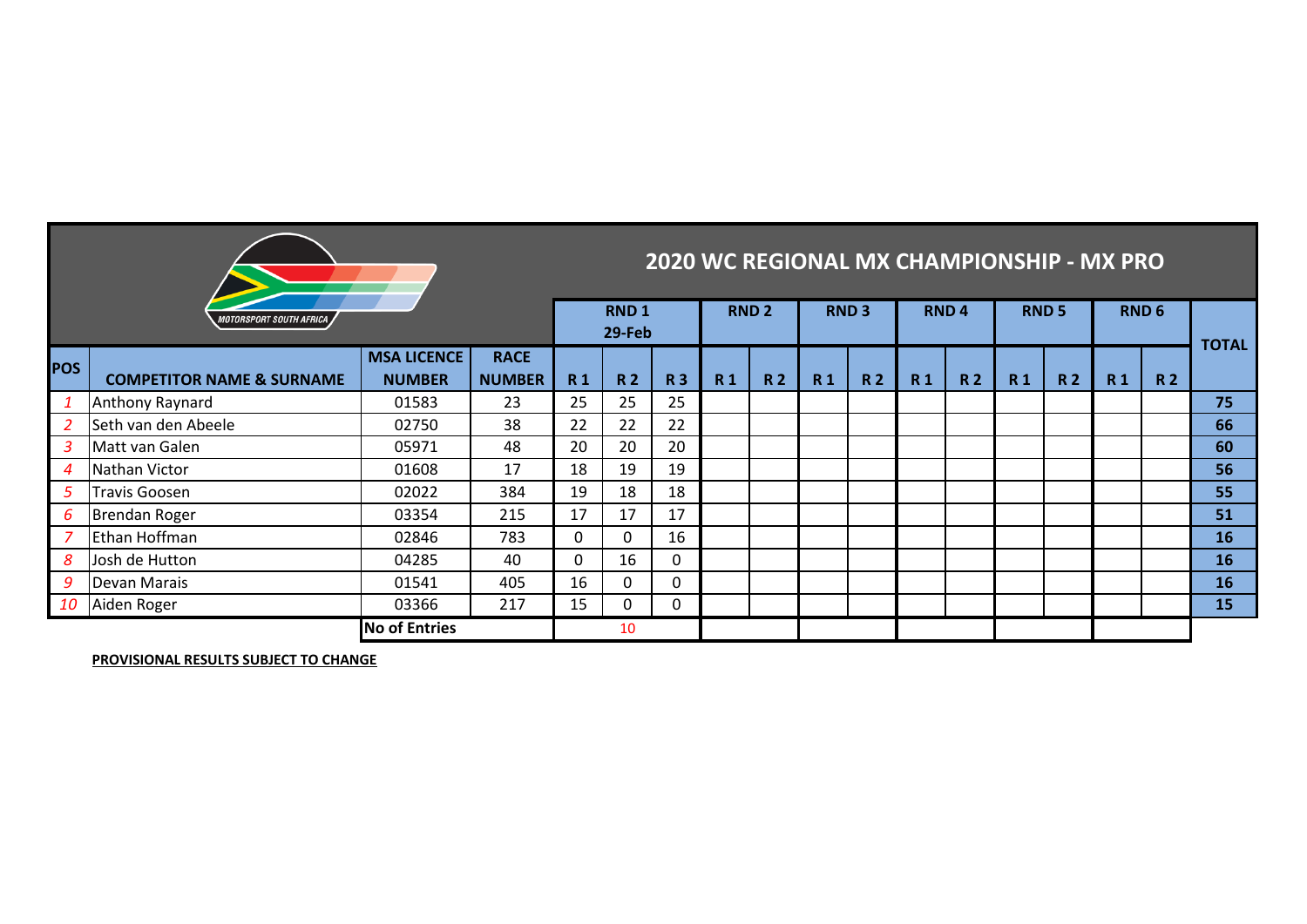## 2020 WC REGIONAL MX CHAMPIONSHIP - MX PRO

| POS | COMPETITOR NAME & SURNAME | MSA LICENCE NUMBER | RACE NUMBER | RND 1 29-Feb | | | RND 2 | | RND 3 | | RND 4 | | RND 5 | | RND 6 | | TOTAL |
|---|---|---|---|---|---|---|---|---|---|---|---|---|---|---|---|---|---|
| | | | | R 1 | R 2 | R 3 | R 1 | R 2 | R 1 | R 2 | R 1 | R 2 | R 1 | R 2 | R 1 | R 2 | |
| *1* | Anthony Raynard | 01583 | 23 | 25 | 25 | 25 | | | | | | | | | | | **75** |
| *2* | Seth van den Abeele | 02750 | 38 | 22 | 22 | 22 | | | | | | | | | | | **66** |
| *3* | Matt van Galen | 05971 | 48 | 20 | 20 | 20 | | | | | | | | | | | **60** |
| *4* | Nathan Victor | 01608 | 17 | 18 | 19 | 19 | | | | | | | | | | | **56** |
| *5* | Travis Goosen | 02022 | 384 | 19 | 18 | 18 | | | | | | | | | | | **55** |
| *6* | Brendan Roger | 03354 | 215 | 17 | 17 | 17 | | | | | | | | | | | **51** |
| *7* | Ethan Hoffman | 02846 | 783 | 0 | 0 | 16 | | | | | | | | | | | **16** |
| *8* | Josh de Hutton | 04285 | 40 | 0 | 16 | 0 | | | | | | | | | | | **16** |
| *9* | Devan Marais | 01541 | 405 | 16 | 0 | 0 | | | | | | | | | | | **16** |
| *10* | Aiden Roger | 03366 | 217 | 15 | 0 | 0 | | | | | | | | | | | **15** |
| | | **No of Entries** | | | 10 | | | | | | | | | | | | |

**PROVISIONAL RESULTS SUBJECT TO CHANGE**